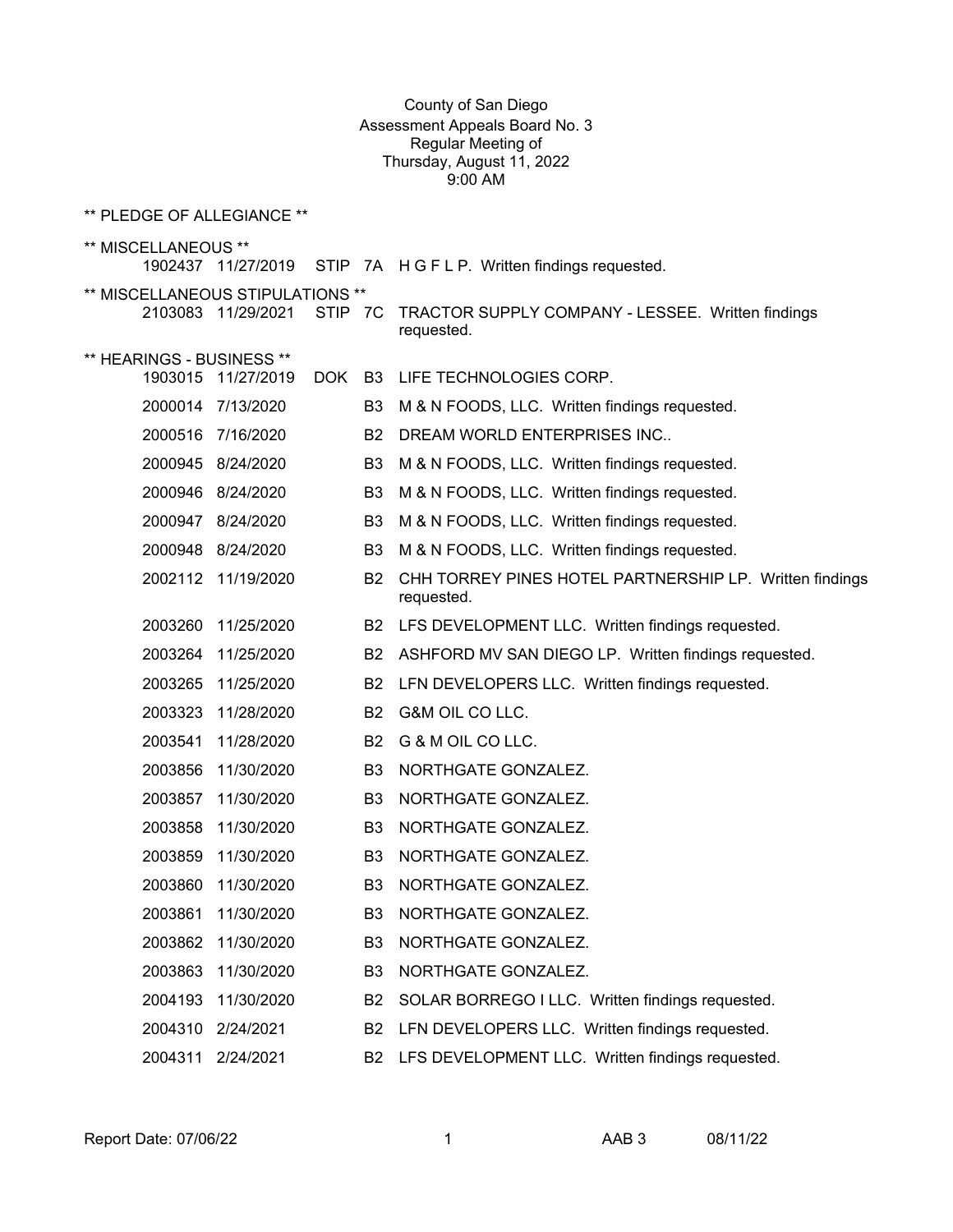County of San Diego
Assessment Appeals Board No. 3
Regular Meeting of
Thursday, August 11, 2022
9:00 AM

** PLEDGE OF ALLEGIANCE **

** MISCELLANEOUS **

| | | | | |
|---|---|---|---|---|
| 1902437 | 11/27/2019 | STIP | 7A | H G F L P. Written findings requested. |

** MISCELLANEOUS STIPULATIONS **

| | | | | |
|---|---|---|---|---|
| 2103083 | 11/29/2021 | STIP | 7C | TRACTOR SUPPLY COMPANY - LESSEE. Written findings requested. |

** HEARINGS - BUSINESS **

| | | | | |
|---|---|---|---|---|
| 1903015 | 11/27/2019 | DOK | B3 | LIFE TECHNOLOGIES CORP. |
| 2000014 | 7/13/2020 | | B3 | M & N FOODS, LLC. Written findings requested. |
| 2000516 | 7/16/2020 | | B2 | DREAM WORLD ENTERPRISES INC.. |
| 2000945 | 8/24/2020 | | B3 | M & N FOODS, LLC. Written findings requested. |
| 2000946 | 8/24/2020 | | B3 | M & N FOODS, LLC. Written findings requested. |
| 2000947 | 8/24/2020 | | B3 | M & N FOODS, LLC. Written findings requested. |
| 2000948 | 8/24/2020 | | B3 | M & N FOODS, LLC. Written findings requested. |
| 2002112 | 11/19/2020 | | B2 | CHH TORREY PINES HOTEL PARTNERSHIP LP. Written findings requested. |
| 2003260 | 11/25/2020 | | B2 | LFS DEVELOPMENT LLC. Written findings requested. |
| 2003264 | 11/25/2020 | | B2 | ASHFORD MV SAN DIEGO LP. Written findings requested. |
| 2003265 | 11/25/2020 | | B2 | LFN DEVELOPERS LLC. Written findings requested. |
| 2003323 | 11/28/2020 | | B2 | G&M OIL CO LLC. |
| 2003541 | 11/28/2020 | | B2 | G & M OIL CO LLC. |
| 2003856 | 11/30/2020 | | B3 | NORTHGATE GONZALEZ. |
| 2003857 | 11/30/2020 | | B3 | NORTHGATE GONZALEZ. |
| 2003858 | 11/30/2020 | | B3 | NORTHGATE GONZALEZ. |
| 2003859 | 11/30/2020 | | B3 | NORTHGATE GONZALEZ. |
| 2003860 | 11/30/2020 | | B3 | NORTHGATE GONZALEZ. |
| 2003861 | 11/30/2020 | | B3 | NORTHGATE GONZALEZ. |
| 2003862 | 11/30/2020 | | B3 | NORTHGATE GONZALEZ. |
| 2003863 | 11/30/2020 | | B3 | NORTHGATE GONZALEZ. |
| 2004193 | 11/30/2020 | | B2 | SOLAR BORREGO I LLC. Written findings requested. |
| 2004310 | 2/24/2021 | | B2 | LFN DEVELOPERS LLC. Written findings requested. |
| 2004311 | 2/24/2021 | | B2 | LFS DEVELOPMENT LLC. Written findings requested. |

Report Date: 07/06/22 AAB 3 08/11/22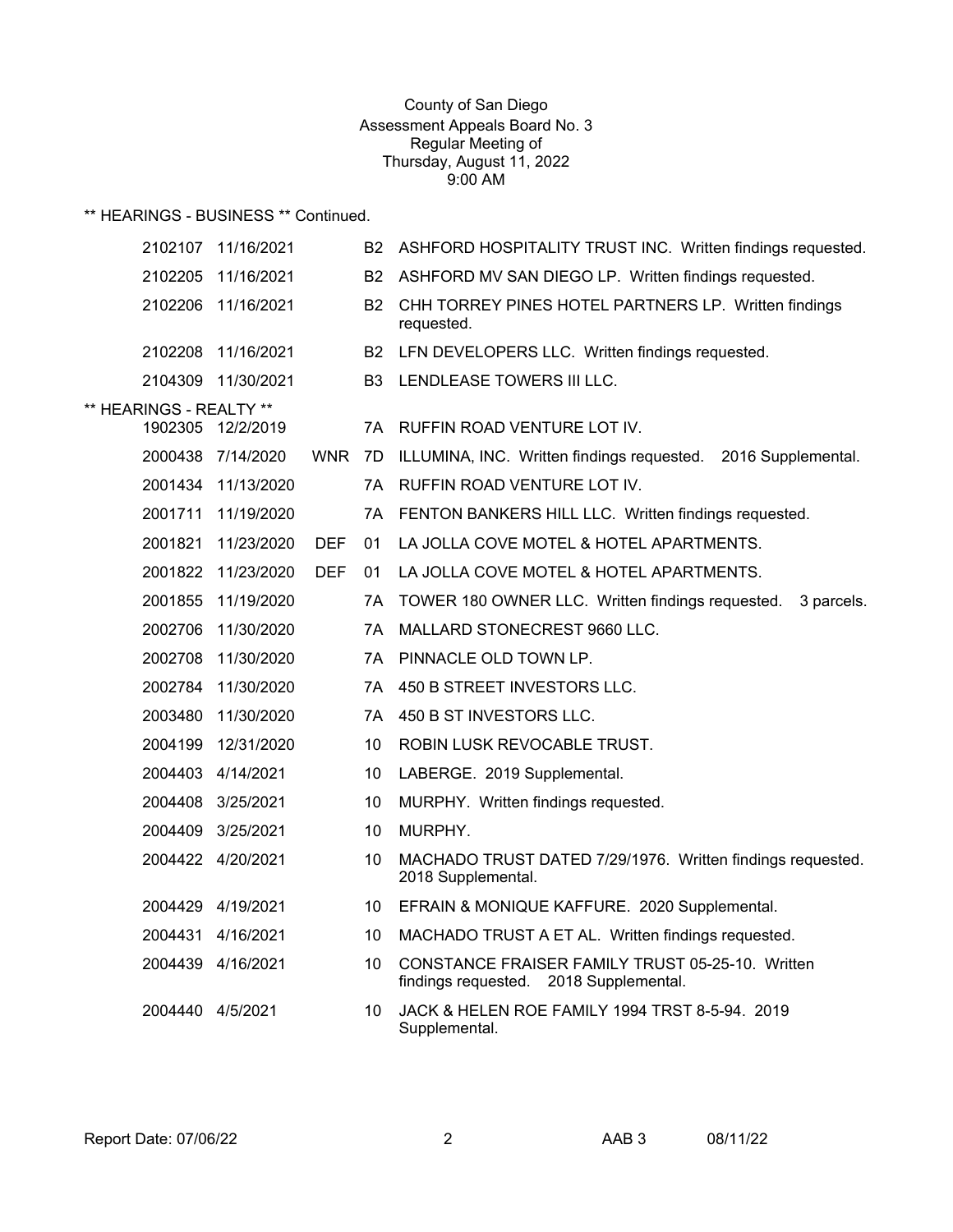County of San Diego
Assessment Appeals Board No. 3
Regular Meeting of
Thursday, August 11, 2022
9:00 AM

** HEARINGS - BUSINESS ** Continued.

| | | | | |
|---|---|---|---|---|
| 2102107 | 11/16/2021 | | B2 | ASHFORD HOSPITALITY TRUST INC. Written findings requested. |
| 2102205 | 11/16/2021 | | B2 | ASHFORD MV SAN DIEGO LP. Written findings requested. |
| 2102206 | 11/16/2021 | | B2 | CHH TORREY PINES HOTEL PARTNERS LP. Written findings requested. |
| 2102208 | 11/16/2021 | | B2 | LFN DEVELOPERS LLC. Written findings requested. |
| 2104309 | 11/30/2021 | | B3 | LENDLEASE TOWERS III LLC. |

** HEARINGS - REALTY **

| | | | | |
|---|---|---|---|---|
| 1902305 | 12/2/2019 | | 7A | RUFFIN ROAD VENTURE LOT IV. |
| 2000438 | 7/14/2020 | WNR | 7D | ILLUMINA, INC. Written findings requested. 2016 Supplemental. |
| 2001434 | 11/13/2020 | | 7A | RUFFIN ROAD VENTURE LOT IV. |
| 2001711 | 11/19/2020 | | 7A | FENTON BANKERS HILL LLC. Written findings requested. |
| 2001821 | 11/23/2020 | DEF | 01 | LA JOLLA COVE MOTEL & HOTEL APARTMENTS. |
| 2001822 | 11/23/2020 | DEF | 01 | LA JOLLA COVE MOTEL & HOTEL APARTMENTS. |
| 2001855 | 11/19/2020 | | 7A | TOWER 180 OWNER LLC. Written findings requested. 3 parcels. |
| 2002706 | 11/30/2020 | | 7A | MALLARD STONECREST 9660 LLC. |
| 2002708 | 11/30/2020 | | 7A | PINNACLE OLD TOWN LP. |
| 2002784 | 11/30/2020 | | 7A | 450 B STREET INVESTORS LLC. |
| 2003480 | 11/30/2020 | | 7A | 450 B ST INVESTORS LLC. |
| 2004199 | 12/31/2020 | | 10 | ROBIN LUSK REVOCABLE TRUST. |
| 2004403 | 4/14/2021 | | 10 | LABERGE. 2019 Supplemental. |
| 2004408 | 3/25/2021 | | 10 | MURPHY. Written findings requested. |
| 2004409 | 3/25/2021 | | 10 | MURPHY. |
| 2004422 | 4/20/2021 | | 10 | MACHADO TRUST DATED 7/29/1976. Written findings requested. 2018 Supplemental. |
| 2004429 | 4/19/2021 | | 10 | EFRAIN & MONIQUE KAFFURE. 2020 Supplemental. |
| 2004431 | 4/16/2021 | | 10 | MACHADO TRUST A ET AL. Written findings requested. |
| 2004439 | 4/16/2021 | | 10 | CONSTANCE FRAISER FAMILY TRUST 05-25-10. Written findings requested. 2018 Supplemental. |
| 2004440 | 4/5/2021 | | 10 | JACK & HELEN ROE FAMILY 1994 TRST 8-5-94. 2019 Supplemental. |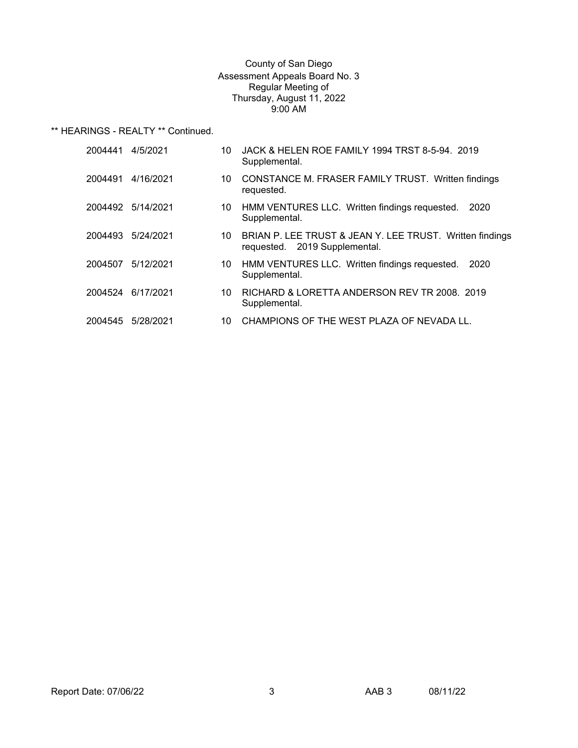County of San Diego
Assessment Appeals Board No. 3
Regular Meeting of
Thursday, August 11, 2022
9:00 AM

** HEARINGS - REALTY ** Continued.

| | | | |
|---|---|---|---|
| 2004441 | 4/5/2021 | 10 | JACK & HELEN ROE FAMILY 1994 TRST 8-5-94. 2019 Supplemental. |
| 2004491 | 4/16/2021 | 10 | CONSTANCE M. FRASER FAMILY TRUST. Written findings requested. |
| 2004492 | 5/14/2021 | 10 | HMM VENTURES LLC. Written findings requested. 2020 Supplemental. |
| 2004493 | 5/24/2021 | 10 | BRIAN P. LEE TRUST & JEAN Y. LEE TRUST. Written findings requested. 2019 Supplemental. |
| 2004507 | 5/12/2021 | 10 | HMM VENTURES LLC. Written findings requested. 2020 Supplemental. |
| 2004524 | 6/17/2021 | 10 | RICHARD & LORETTA ANDERSON REV TR 2008. 2019 Supplemental. |
| 2004545 | 5/28/2021 | 10 | CHAMPIONS OF THE WEST PLAZA OF NEVADA LL. |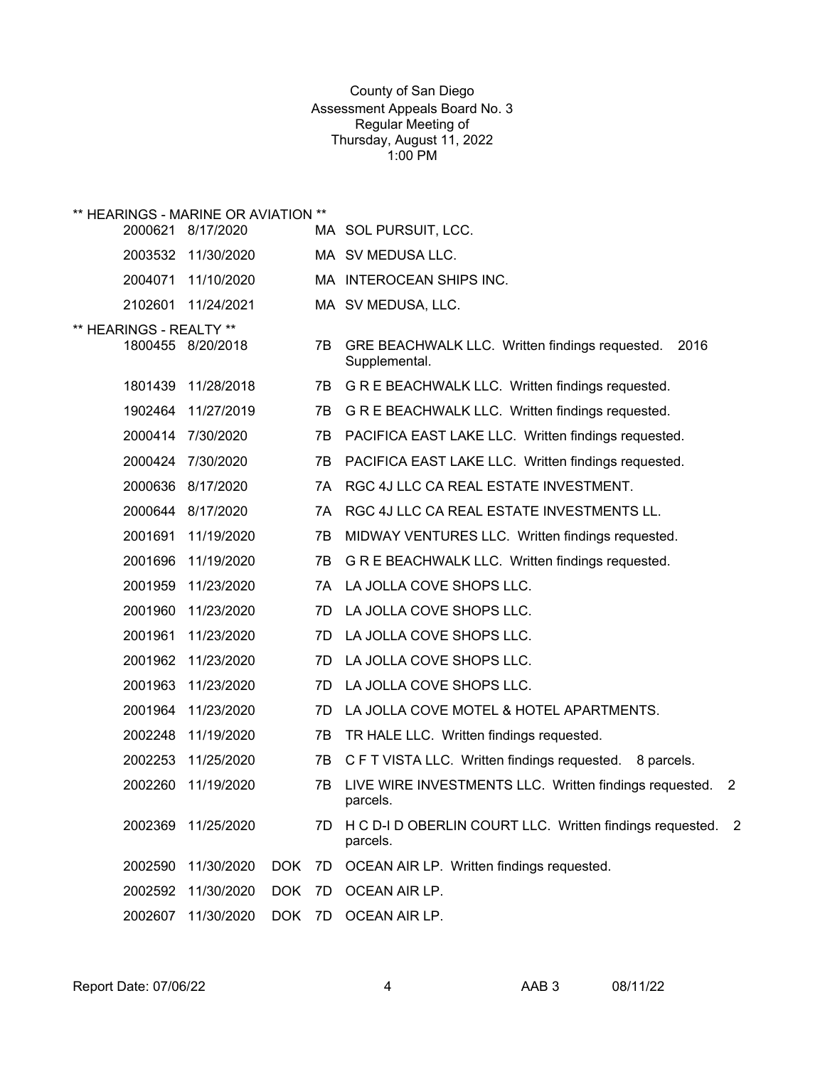County of San Diego
Assessment Appeals Board No. 3
Regular Meeting of
Thursday, August 11, 2022
1:00 PM

** HEARINGS - MARINE OR AVIATION **

| | | | | |
|---|---|---|---|---|
| 2000621 | 8/17/2020 | | MA | SOL PURSUIT, LCC. |
| 2003532 | 11/30/2020 | | MA | SV MEDUSA LLC. |
| 2004071 | 11/10/2020 | | MA | INTEROCEAN SHIPS INC. |
| 2102601 | 11/24/2021 | | MA | SV MEDUSA, LLC. |

** HEARINGS - REALTY **

| | | | | |
|---|---|---|---|---|
| 1800455 | 8/20/2018 | | 7B | GRE BEACHWALK LLC. Written findings requested. 2016 Supplemental. |
| 1801439 | 11/28/2018 | | 7B | G R E BEACHWALK LLC. Written findings requested. |
| 1902464 | 11/27/2019 | | 7B | G R E BEACHWALK LLC. Written findings requested. |
| 2000414 | 7/30/2020 | | 7B | PACIFICA EAST LAKE LLC. Written findings requested. |
| 2000424 | 7/30/2020 | | 7B | PACIFICA EAST LAKE LLC. Written findings requested. |
| 2000636 | 8/17/2020 | | 7A | RGC 4J LLC CA REAL ESTATE INVESTMENT. |
| 2000644 | 8/17/2020 | | 7A | RGC 4J LLC CA REAL ESTATE INVESTMENTS LL. |
| 2001691 | 11/19/2020 | | 7B | MIDWAY VENTURES LLC. Written findings requested. |
| 2001696 | 11/19/2020 | | 7B | G R E BEACHWALK LLC. Written findings requested. |
| 2001959 | 11/23/2020 | | 7A | LA JOLLA COVE SHOPS LLC. |
| 2001960 | 11/23/2020 | | 7D | LA JOLLA COVE SHOPS LLC. |
| 2001961 | 11/23/2020 | | 7D | LA JOLLA COVE SHOPS LLC. |
| 2001962 | 11/23/2020 | | 7D | LA JOLLA COVE SHOPS LLC. |
| 2001963 | 11/23/2020 | | 7D | LA JOLLA COVE SHOPS LLC. |
| 2001964 | 11/23/2020 | | 7D | LA JOLLA COVE MOTEL & HOTEL APARTMENTS. |
| 2002248 | 11/19/2020 | | 7B | TR HALE LLC. Written findings requested. |
| 2002253 | 11/25/2020 | | 7B | C F T VISTA LLC. Written findings requested. 8 parcels. |
| 2002260 | 11/19/2020 | | 7B | LIVE WIRE INVESTMENTS LLC. Written findings requested. 2 parcels. |
| 2002369 | 11/25/2020 | | 7D | H C D-I D OBERLIN COURT LLC. Written findings requested. 2 parcels. |
| 2002590 | 11/30/2020 | DOK | 7D | OCEAN AIR LP. Written findings requested. |
| 2002592 | 11/30/2020 | DOK | 7D | OCEAN AIR LP. |
| 2002607 | 11/30/2020 | DOK | 7D | OCEAN AIR LP. |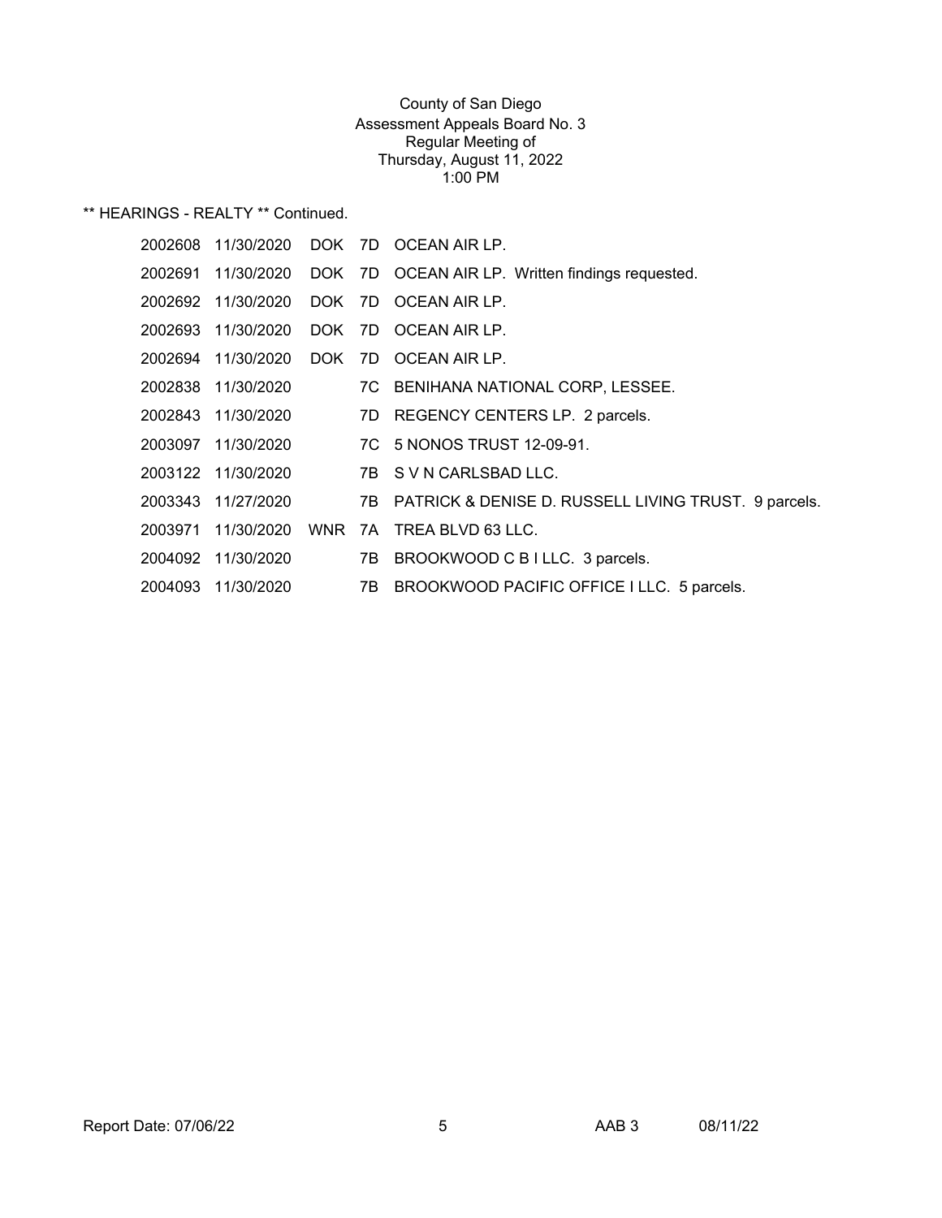County of San Diego
Assessment Appeals Board No. 3
Regular Meeting of
Thursday, August 11, 2022
1:00 PM

** HEARINGS - REALTY ** Continued.

| | | | | |
|---|---|---|---|---|
| 2002608 | 11/30/2020 | DOK | 7D | OCEAN AIR LP. |
| 2002691 | 11/30/2020 | DOK | 7D | OCEAN AIR LP. Written findings requested. |
| 2002692 | 11/30/2020 | DOK | 7D | OCEAN AIR LP. |
| 2002693 | 11/30/2020 | DOK | 7D | OCEAN AIR LP. |
| 2002694 | 11/30/2020 | DOK | 7D | OCEAN AIR LP. |
| 2002838 | 11/30/2020 | | 7C | BENIHANA NATIONAL CORP, LESSEE. |
| 2002843 | 11/30/2020 | | 7D | REGENCY CENTERS LP. 2 parcels. |
| 2003097 | 11/30/2020 | | 7C | 5 NONOS TRUST 12-09-91. |
| 2003122 | 11/30/2020 | | 7B | S V N CARLSBAD LLC. |
| 2003343 | 11/27/2020 | | 7B | PATRICK & DENISE D. RUSSELL LIVING TRUST. 9 parcels. |
| 2003971 | 11/30/2020 | WNR | 7A | TREA BLVD 63 LLC. |
| 2004092 | 11/30/2020 | | 7B | BROOKWOOD C B I LLC. 3 parcels. |
| 2004093 | 11/30/2020 | | 7B | BROOKWOOD PACIFIC OFFICE I LLC. 5 parcels. |